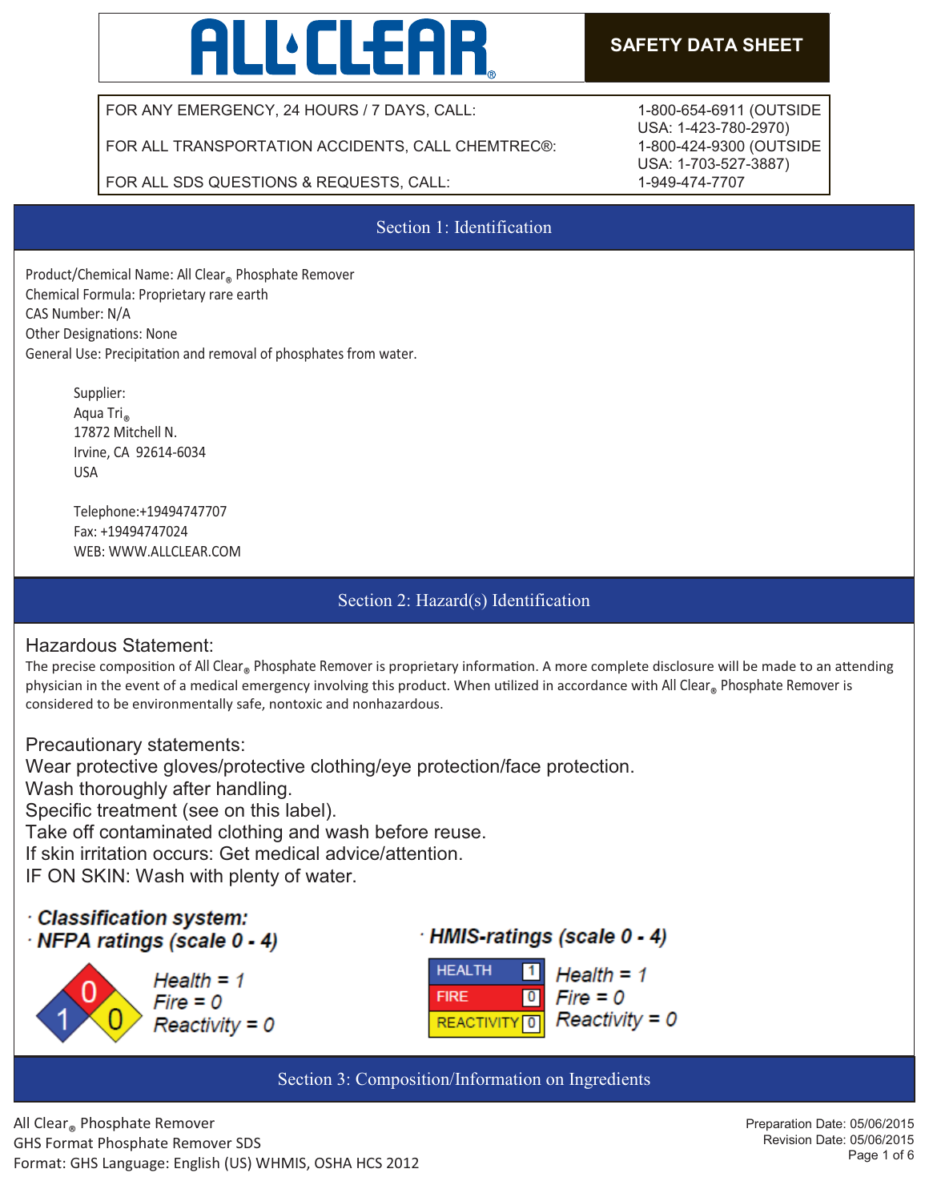# ALL CLEAR®

**SAFETY DATA SHEET**

| | |
|---|---|
| FOR ANY EMERGENCY, 24 HOURS / 7 DAYS, CALL: | 1-800-654-6911 (OUTSIDE USA: 1-423-780-2970) |
| FOR ALL TRANSPORTATION ACCIDENTS, CALL CHEMTREC®: | 1-800-424-9300 (OUTSIDE USA: 1-703-527-3887) |
| FOR ALL SDS QUESTIONS & REQUESTS, CALL: | 1-949-474-7707 |

## Section 1: Identification

Product/Chemical Name: All Clear® Phosphate Remover
Chemical Formula: Proprietary rare earth
CAS Number: N/A
Other Designations: None
General Use: Precipitation and removal of phosphates from water.

Supplier:
Aqua Tri®
17872 Mitchell N.
Irvine, CA 92614-6034
USA

Telephone:+19494747707
Fax: +19494747024
WEB: WWW.ALLCLEAR.COM

## Section 2: Hazard(s) Identification

### Hazardous Statement:

The precise composition of All Clear® Phosphate Remover is proprietary information. A more complete disclosure will be made to an attending physician in the event of a medical emergency involving this product. When utilized in accordance with All Clear® Phosphate Remover is considered to be environmentally safe, nontoxic and nonhazardous.

### Precautionary statements:

Wear protective gloves/protective clothing/eye protection/face protection.
Wash thoroughly after handling.
Specific treatment (see on this label).
Take off contaminated clothing and wash before reuse.
If skin irritation occurs: Get medical advice/attention.
IF ON SKIN: Wash with plenty of water.

· ***Classification system:***

· ***NFPA ratings (scale 0 - 4)***

*Health = 1*
*Fire = 0*
*Reactivity = 0*

· ***HMIS-ratings (scale 0 - 4)***

| | |
|---|---|
| HEALTH | 1 |
| FIRE | 0 |
| REACTIVITY | 0 |

*Health = 1*
*Fire = 0*
*Reactivity = 0*

## Section 3: Composition/Information on Ingredients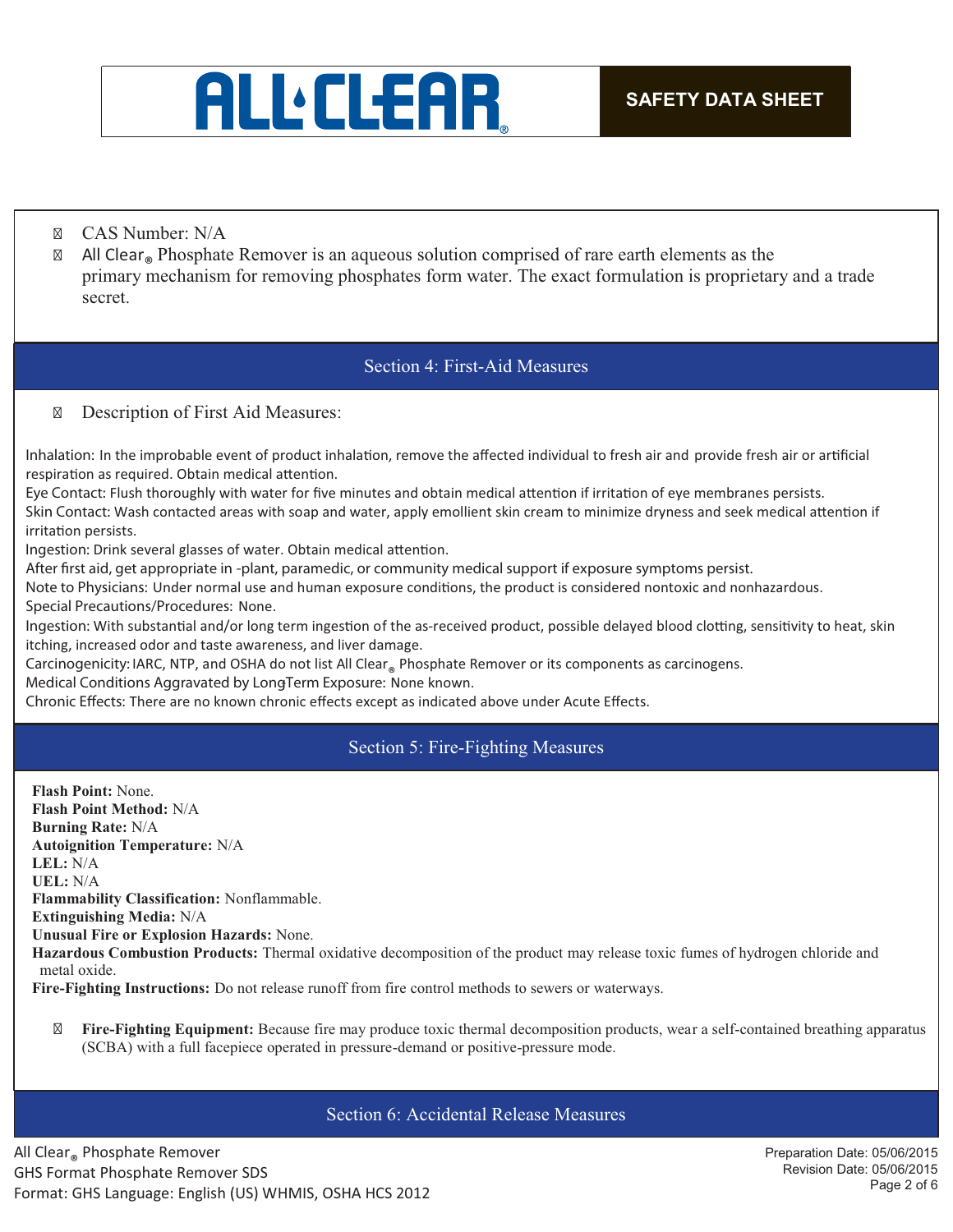- CAS Number: N/A
- All Clear® Phosphate Remover is an aqueous solution comprised of rare earth elements as the primary mechanism for removing phosphates form water. The exact formulation is proprietary and a trade secret.

## Section 4: First-Aid Measures

- Description of First Aid Measures:

Inhalation: In the improbable event of product inhalation, remove the affected individual to fresh air and provide fresh air or artificial respiration as required. Obtain medical attention.
Eye Contact: Flush thoroughly with water for five minutes and obtain medical attention if irritation of eye membranes persists.
Skin Contact: Wash contacted areas with soap and water, apply emollient skin cream to minimize dryness and seek medical attention if irritation persists.
Ingestion: Drink several glasses of water. Obtain medical attention.
After first aid, get appropriate in -plant, paramedic, or community medical support if exposure symptoms persist.
Note to Physicians: Under normal use and human exposure conditions, the product is considered nontoxic and nonhazardous.
Special Precautions/Procedures: None.
Ingestion: With substantial and/or long term ingestion of the as-received product, possible delayed blood clotting, sensitivity to heat, skin itching, increased odor and taste awareness, and liver damage.
Carcinogenicity: IARC, NTP, and OSHA do not list All Clear® Phosphate Remover or its components as carcinogens.
Medical Conditions Aggravated by LongTerm Exposure: None known.
Chronic Effects: There are no known chronic effects except as indicated above under Acute Effects.

## Section 5: Fire-Fighting Measures

**Flash Point:** None.
**Flash Point Method:** N/A
**Burning Rate:** N/A
**Autoignition Temperature:** N/A
**LEL:** N/A
**UEL:** N/A
**Flammability Classification:** Nonflammable.
**Extinguishing Media:** N/A
**Unusual Fire or Explosion Hazards:** None.
**Hazardous Combustion Products:** Thermal oxidative decomposition of the product may release toxic fumes of hydrogen chloride and metal oxide.
**Fire-Fighting Instructions:** Do not release runoff from fire control methods to sewers or waterways.

- **Fire-Fighting Equipment:** Because fire may produce toxic thermal decomposition products, wear a self-contained breathing apparatus (SCBA) with a full facepiece operated in pressure-demand or positive-pressure mode.

## Section 6: Accidental Release Measures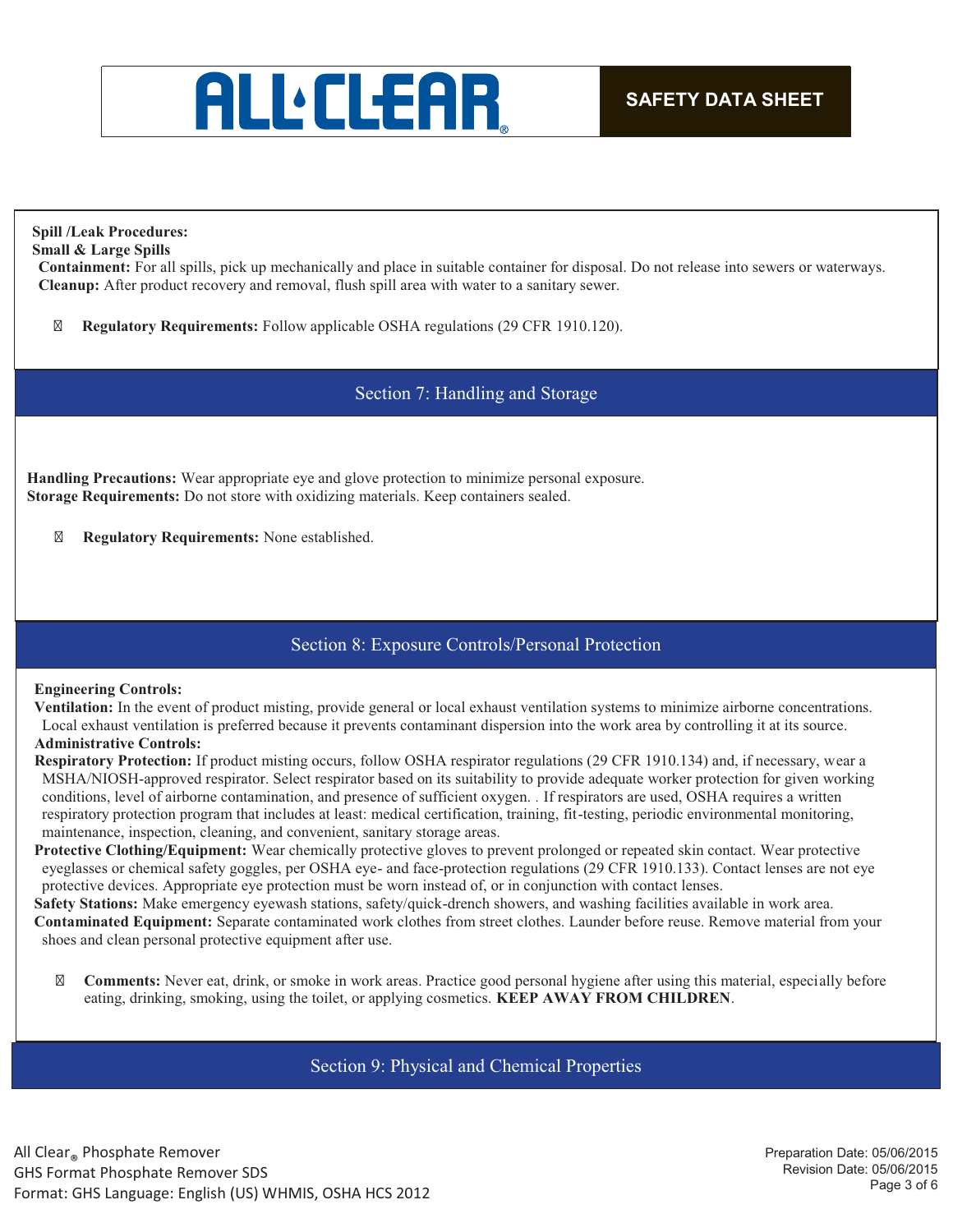**Spill /Leak Procedures:**
**Small & Large Spills**
**Containment:** For all spills, pick up mechanically and place in suitable container for disposal. Do not release into sewers or waterways.
**Cleanup:** After product recovery and removal, flush spill area with water to a sanitary sewer.

- **Regulatory Requirements:** Follow applicable OSHA regulations (29 CFR 1910.120).

## Section 7: Handling and Storage

**Handling Precautions:** Wear appropriate eye and glove protection to minimize personal exposure.
**Storage Requirements:** Do not store with oxidizing materials. Keep containers sealed.

- **Regulatory Requirements:** None established.

## Section 8: Exposure Controls/Personal Protection

**Engineering Controls:**
**Ventilation:** In the event of product misting, provide general or local exhaust ventilation systems to minimize airborne concentrations. Local exhaust ventilation is preferred because it prevents contaminant dispersion into the work area by controlling it at its source.
**Administrative Controls:**
**Respiratory Protection:** If product misting occurs, follow OSHA respirator regulations (29 CFR 1910.134) and, if necessary, wear a MSHA/NIOSH-approved respirator. Select respirator based on its suitability to provide adequate worker protection for given working conditions, level of airborne contamination, and presence of sufficient oxygen. . If respirators are used, OSHA requires a written respiratory protection program that includes at least: medical certification, training, fit-testing, periodic environmental monitoring, maintenance, inspection, cleaning, and convenient, sanitary storage areas.
**Protective Clothing/Equipment:** Wear chemically protective gloves to prevent prolonged or repeated skin contact. Wear protective eyeglasses or chemical safety goggles, per OSHA eye- and face-protection regulations (29 CFR 1910.133). Contact lenses are not eye protective devices. Appropriate eye protection must be worn instead of, or in conjunction with contact lenses.
**Safety Stations:** Make emergency eyewash stations, safety/quick-drench showers, and washing facilities available in work area.
**Contaminated Equipment:** Separate contaminated work clothes from street clothes. Launder before reuse. Remove material from your shoes and clean personal protective equipment after use.

- **Comments:** Never eat, drink, or smoke in work areas. Practice good personal hygiene after using this material, especially before eating, drinking, smoking, using the toilet, or applying cosmetics. **KEEP AWAY FROM CHILDREN**.

## Section 9: Physical and Chemical Properties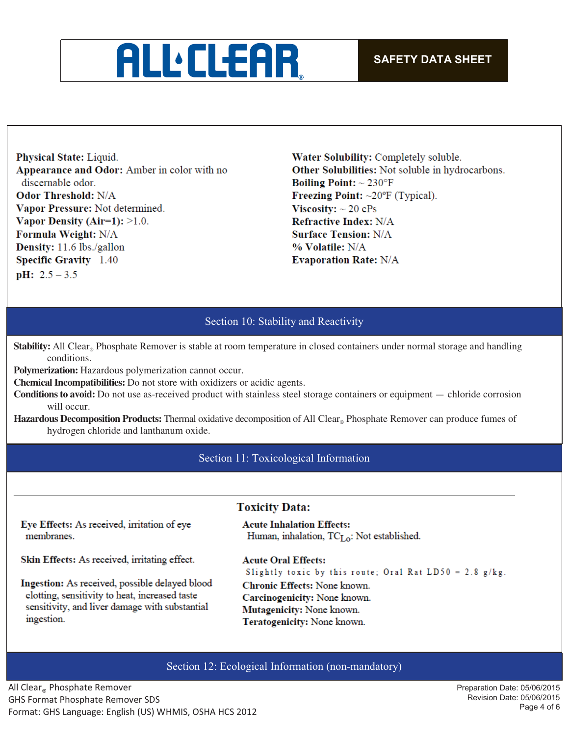**Physical State:** Liquid.
**Appearance and Odor:** Amber in color with no discernable odor.
**Odor Threshold:** N/A
**Vapor Pressure:** Not determined.
**Vapor Density (Air=1):** >1.0.
**Formula Weight:** N/A
**Density:** 11.6 lbs./gallon
**Specific Gravity** 1.40
**pH:** 2.5 – 3.5

**Water Solubility:** Completely soluble.
**Other Solubilities:** Not soluble in hydrocarbons.
**Boiling Point:** ~ 230°F
**Freezing Point:** ~20ºF (Typical).
**Viscosity:** ~ 20 cPs
**Refractive Index:** N/A
**Surface Tension:** N/A
**% Volatile:** N/A
**Evaporation Rate:** N/A

## Section 10: Stability and Reactivity

**Stability:** All Clear® Phosphate Remover is stable at room temperature in closed containers under normal storage and handling conditions.
**Polymerization:** Hazardous polymerization cannot occur.
**Chemical Incompatibilities:** Do not store with oxidizers or acidic agents.
**Conditions to avoid:** Do not use as-received product with stainless steel storage containers or equipment — chloride corrosion will occur.
**Hazardous Decomposition Products:** Thermal oxidative decomposition of All Clear® Phosphate Remover can produce fumes of hydrogen chloride and lanthanum oxide.

## Section 11: Toxicological Information

**Eye Effects:** As received, irritation of eye membranes.

**Skin Effects:** As received, irritating effect.

**Ingestion:** As received, possible delayed blood clotting, sensitivity to heat, increased taste sensitivity, and liver damage with substantial ingestion.

### Toxicity Data:

**Acute Inhalation Effects:**
Human, inhalation, $TC_{Lo}$: Not established.

**Acute Oral Effects:**
Slightly toxic by this route; Oral Rat LD50 = 2.8 g/kg.
**Chronic Effects:** None known.
**Carcinogenicity:** None known.
**Mutagenicity:** None known.
**Teratogenicity:** None known.

## Section 12: Ecological Information (non-mandatory)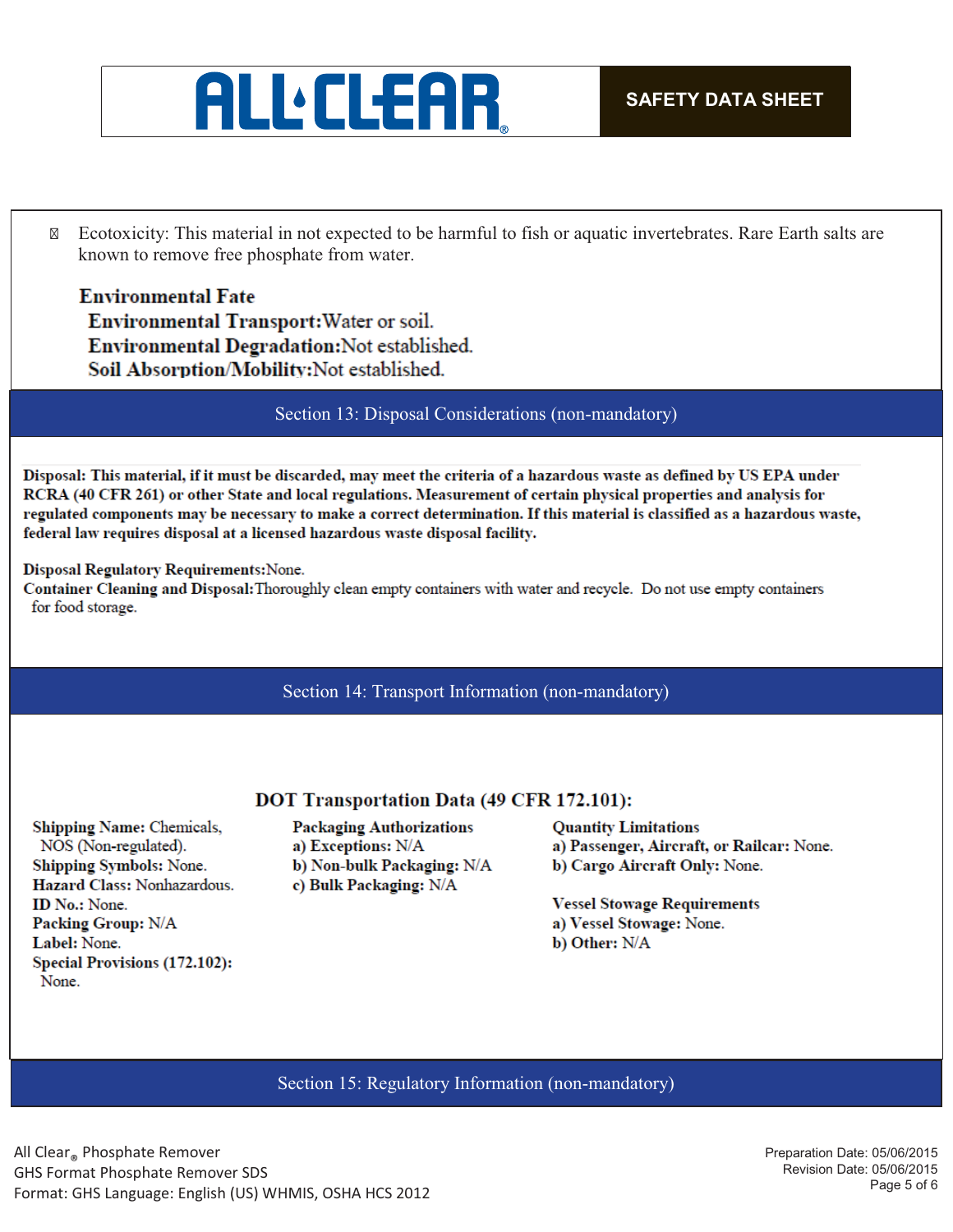- Ecotoxicity: This material in not expected to be harmful to fish or aquatic invertebrates. Rare Earth salts are known to remove free phosphate from water.

**Environmental Fate**

**Environmental Transport:** Water or soil.

**Environmental Degradation:** Not established.

**Soil Absorption/Mobility:** Not established.

## Section 13: Disposal Considerations (non-mandatory)

**Disposal: This material, if it must be discarded, may meet the criteria of a hazardous waste as defined by US EPA under RCRA (40 CFR 261) or other State and local regulations. Measurement of certain physical properties and analysis for regulated components may be necessary to make a correct determination. If this material is classified as a hazardous waste, federal law requires disposal at a licensed hazardous waste disposal facility.**

**Disposal Regulatory Requirements:** None.

**Container Cleaning and Disposal:** Thoroughly clean empty containers with water and recycle. Do not use empty containers for food storage.

## Section 14: Transport Information (non-mandatory)

### DOT Transportation Data (49 CFR 172.101):

**Shipping Name:** Chemicals, NOS (Non-regulated).
**Shipping Symbols:** None.
**Hazard Class:** Nonhazardous.
**ID No.:** None.
**Packing Group:** N/A
**Label:** None.
**Special Provisions (172.102):** None.

**Packaging Authorizations**
**a) Exceptions:** N/A
**b) Non-bulk Packaging:** N/A
**c) Bulk Packaging:** N/A

**Quantity Limitations**
**a) Passenger, Aircraft, or Railcar:** None.
**b) Cargo Aircraft Only:** None.

**Vessel Stowage Requirements**
**a) Vessel Stowage:** None.
**b) Other:** N/A

## Section 15: Regulatory Information (non-mandatory)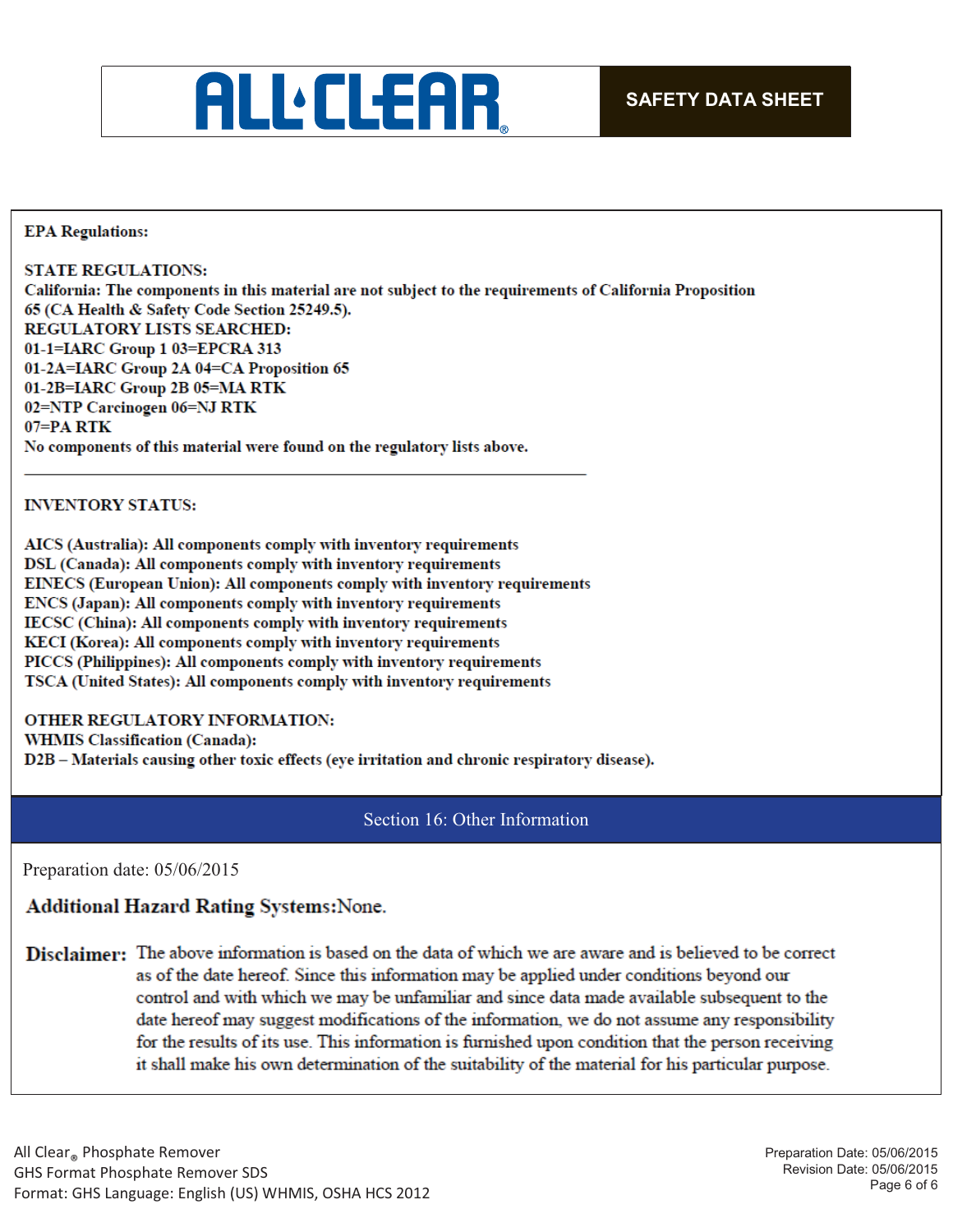**EPA Regulations:**

**STATE REGULATIONS:**
**California: The components in this material are not subject to the requirements of California Proposition 65 (CA Health & Safety Code Section 25249.5).**
**REGULATORY LISTS SEARCHED:**
**01-1=IARC Group 1 03=EPCRA 313**
**01-2A=IARC Group 2A 04=CA Proposition 65**
**01-2B=IARC Group 2B 05=MA RTK**
**02=NTP Carcinogen 06=NJ RTK**
**07=PA RTK**
**No components of this material were found on the regulatory lists above.**

---

**INVENTORY STATUS:**

**AICS (Australia): All components comply with inventory requirements**
**DSL (Canada): All components comply with inventory requirements**
**EINECS (European Union): All components comply with inventory requirements**
**ENCS (Japan): All components comply with inventory requirements**
**IECSC (China): All components comply with inventory requirements**
**KECI (Korea): All components comply with inventory requirements**
**PICCS (Philippines): All components comply with inventory requirements**
**TSCA (United States): All components comply with inventory requirements**

**OTHER REGULATORY INFORMATION:**
**WHMIS Classification (Canada):**
**D2B – Materials causing other toxic effects (eye irritation and chronic respiratory disease).**

## Section 16: Other Information

Preparation date: 05/06/2015

**Additional Hazard Rating Systems:** None.

**Disclaimer:** The above information is based on the data of which we are aware and is believed to be correct as of the date hereof. Since this information may be applied under conditions beyond our control and with which we may be unfamiliar and since data made available subsequent to the date hereof may suggest modifications of the information, we do not assume any responsibility for the results of its use. This information is furnished upon condition that the person receiving it shall make his own determination of the suitability of the material for his particular purpose.